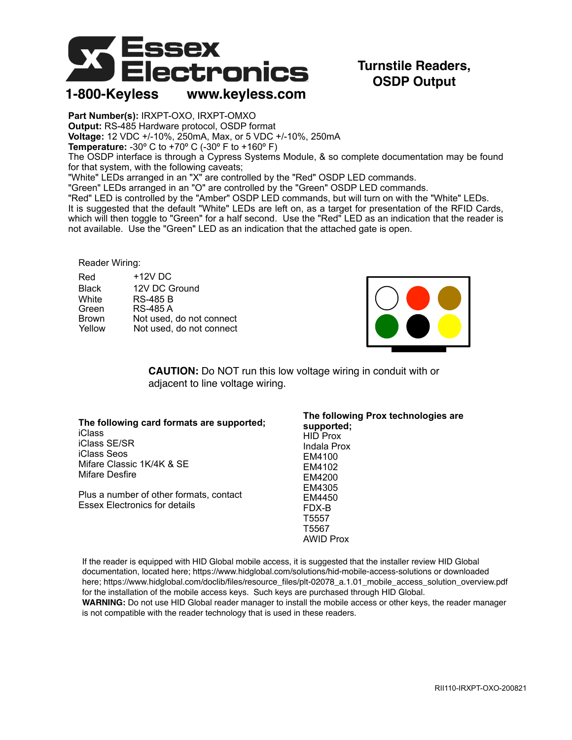# Essex Electronics

**1-800-Keyless www.keyless.com**

## Turnstile Readers, OSDP Output

**Part Number(s):** IRXPT-OXO, IRXPT-OMXO
**Output:** RS-485 Hardware protocol, OSDP format
**Voltage:** 12 VDC +/-10%, 250mA, Max, or 5 VDC +/-10%, 250mA
**Temperature:** -30º C to +70º C (-30º F to +160º F)
The OSDP interface is through a Cypress Systems Module, & so complete documentation may be found for that system, with the following caveats;
"White" LEDs arranged in an "X" are controlled by the "Red" OSDP LED commands.
"Green" LEDs arranged in an "O" are controlled by the "Green" OSDP LED commands.
"Red" LED is controlled by the "Amber" OSDP LED commands, but will turn on with the "White" LEDs.
It is suggested that the default "White" LEDs are left on, as a target for presentation of the RFID Cards, which will then toggle to "Green" for a half second. Use the "Red" LED as an indication that the reader is not available. Use the "Green" LED as an indication that the attached gate is open.

Reader Wiring:

| | |
|---|---|
| Red | +12V DC |
| Black | 12V DC Ground |
| White | RS-485 B |
| Green | RS-485 A |
| Brown | Not used, do not connect |
| Yellow | Not used, do not connect |

**CAUTION:** Do NOT run this low voltage wiring in conduit with or adjacent to line voltage wiring.

**The following card formats are supported;**
iClass
iClass SE/SR
iClass Seos
Mifare Classic 1K/4K & SE
Mifare Desfire

Plus a number of other formats, contact Essex Electronics for details

**The following Prox technologies are supported;**
HID Prox
Indala Prox
EM4100
EM4102
EM4200
EM4305
EM4450
FDX-B
T5557
T5567
AWID Prox

If the reader is equipped with HID Global mobile access, it is suggested that the installer review HID Global documentation, located here; https://www.hidglobal.com/solutions/hid-mobile-access-solutions or downloaded here; https://www.hidglobal.com/doclib/files/resource_files/plt-02078_a.1.01_mobile_access_solution_overview.pdf for the installation of the mobile access keys. Such keys are purchased through HID Global.
**WARNING:** Do not use HID Global reader manager to install the mobile access or other keys, the reader manager is not compatible with the reader technology that is used in these readers.

RII110-IRXPT-OXO-200821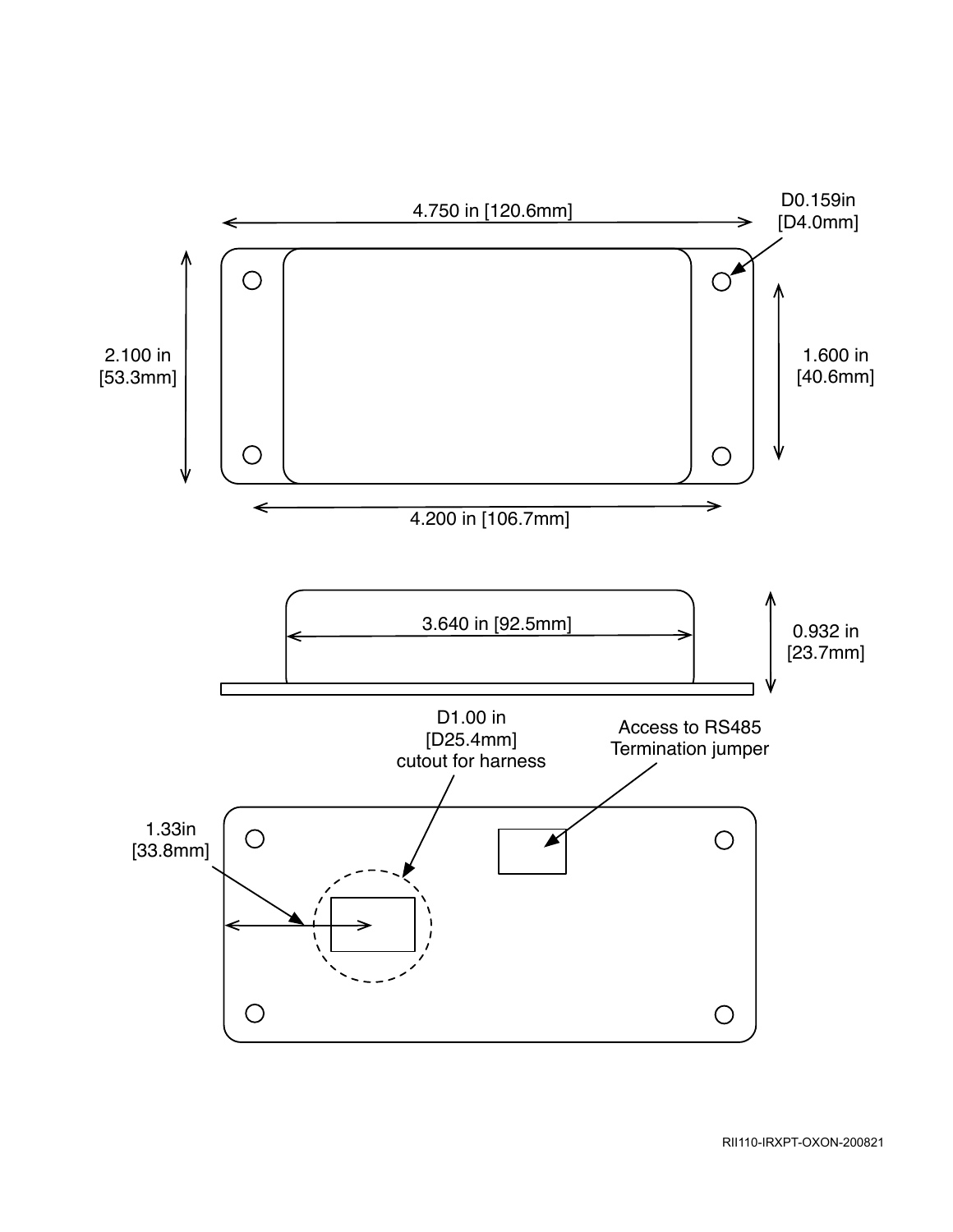4.750 in [120.6mm]

D0.159in
[D4.0mm]

2.100 in
[53.3mm]

1.600 in
[40.6mm]

4.200 in [106.7mm]

3.640 in [92.5mm]

0.932 in
[23.7mm]

D1.00 in
[D25.4mm]
cutout for harness

Access to RS485
Termination jumper

1.33in
[33.8mm]

RII110-IRXPT-OXON-200821